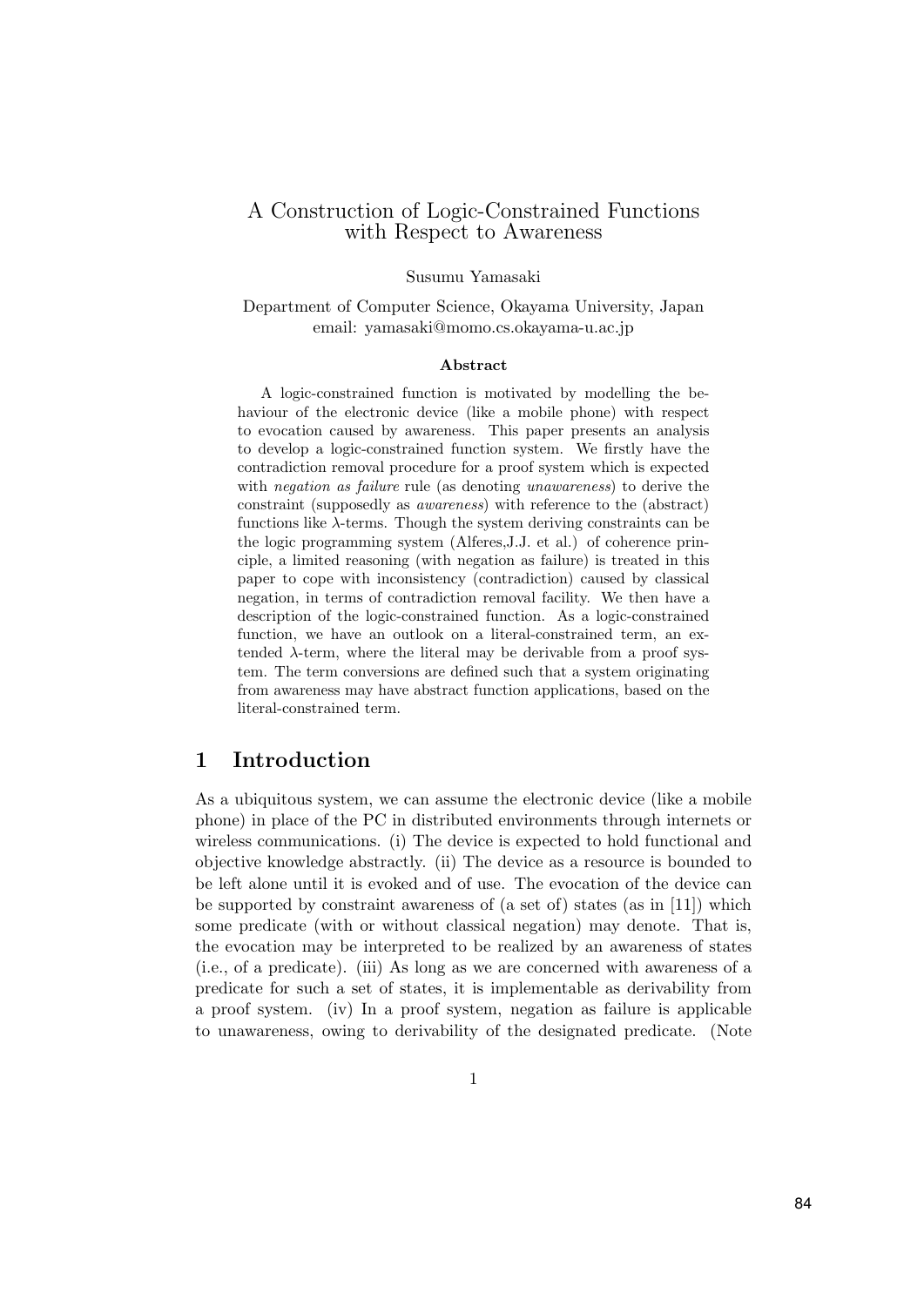# A Construction of Logic-Constrained Functions with Respect to Awareness

Susumu Yamasaki

Department of Computer Science, Okayama University, Japan
email: yamasaki@momo.cs.okayama-u.ac.jp

### Abstract

A logic-constrained function is motivated by modelling the behaviour of the electronic device (like a mobile phone) with respect to evocation caused by awareness. This paper presents an analysis to develop a logic-constrained function system. We firstly have the contradiction removal procedure for a proof system which is expected with *negation as failure* rule (as denoting *unawareness*) to derive the constraint (supposedly as *awareness*) with reference to the (abstract) functions like $\lambda$-terms. Though the system deriving constraints can be the logic programming system (Alferes,J.J. et al.) of coherence principle, a limited reasoning (with negation as failure) is treated in this paper to cope with inconsistency (contradiction) caused by classical negation, in terms of contradiction removal facility. We then have a description of the logic-constrained function. As a logic-constrained function, we have an outlook on a literal-constrained term, an extended $\lambda$-term, where the literal may be derivable from a proof system. The term conversions are defined such that a system originating from awareness may have abstract function applications, based on the literal-constrained term.

## 1 Introduction

As a ubiquitous system, we can assume the electronic device (like a mobile phone) in place of the PC in distributed environments through internets or wireless communications. (i) The device is expected to hold functional and objective knowledge abstractly. (ii) The device as a resource is bounded to be left alone until it is evoked and of use. The evocation of the device can be supported by constraint awareness of (a set of) states (as in [11]) which some predicate (with or without classical negation) may denote. That is, the evocation may be interpreted to be realized by an awareness of states (i.e., of a predicate). (iii) As long as we are concerned with awareness of a predicate for such a set of states, it is implementable as derivability from a proof system. (iv) In a proof system, negation as failure is applicable to unawareness, owing to derivability of the designated predicate. (Note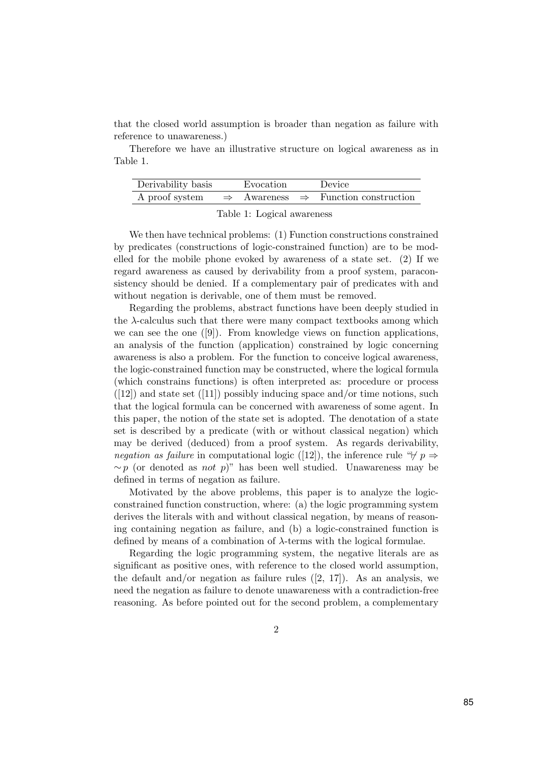that the closed world assumption is broader than negation as failure with reference to unawareness.)

Therefore we have an illustrative structure on logical awareness as in Table 1.

| Derivability basis | | Evocation | | Device |
|---|---|---|---|---|
| A proof system | $\Rightarrow$ | Awareness | $\Rightarrow$ | Function construction |

Table 1: Logical awareness

We then have technical problems: (1) Function constructions constrained by predicates (constructions of logic-constrained function) are to be modelled for the mobile phone evoked by awareness of a state set. (2) If we regard awareness as caused by derivability from a proof system, paraconsistency should be denied. If a complementary pair of predicates with and without negation is derivable, one of them must be removed.

Regarding the problems, abstract functions have been deeply studied in the $\lambda$-calculus such that there were many compact textbooks among which we can see the one ([9]). From knowledge views on function applications, an analysis of the function (application) constrained by logic concerning awareness is also a problem. For the function to conceive logical awareness, the logic-constrained function may be constructed, where the logical formula (which constrains functions) is often interpreted as: procedure or process ([12]) and state set ([11]) possibly inducing space and/or time notions, such that the logical formula can be concerned with awareness of some agent. In this paper, the notion of the state set is adopted. The denotation of a state set is described by a predicate (with or without classical negation) which may be derived (deduced) from a proof system. As regards derivability, *negation as failure* in computational logic ([12]), the inference rule "$\not\vdash p \Rightarrow \sim p$ (or denoted as *not* $p$)" has been well studied. Unawareness may be defined in terms of negation as failure.

Motivated by the above problems, this paper is to analyze the logic-constrained function construction, where: (a) the logic programming system derives the literals with and without classical negation, by means of reasoning containing negation as failure, and (b) a logic-constrained function is defined by means of a combination of $\lambda$-terms with the logical formulae.

Regarding the logic programming system, the negative literals are as significant as positive ones, with reference to the closed world assumption, the default and/or negation as failure rules ([2, 17]). As an analysis, we need the negation as failure to denote unawareness with a contradiction-free reasoning. As before pointed out for the second problem, a complementary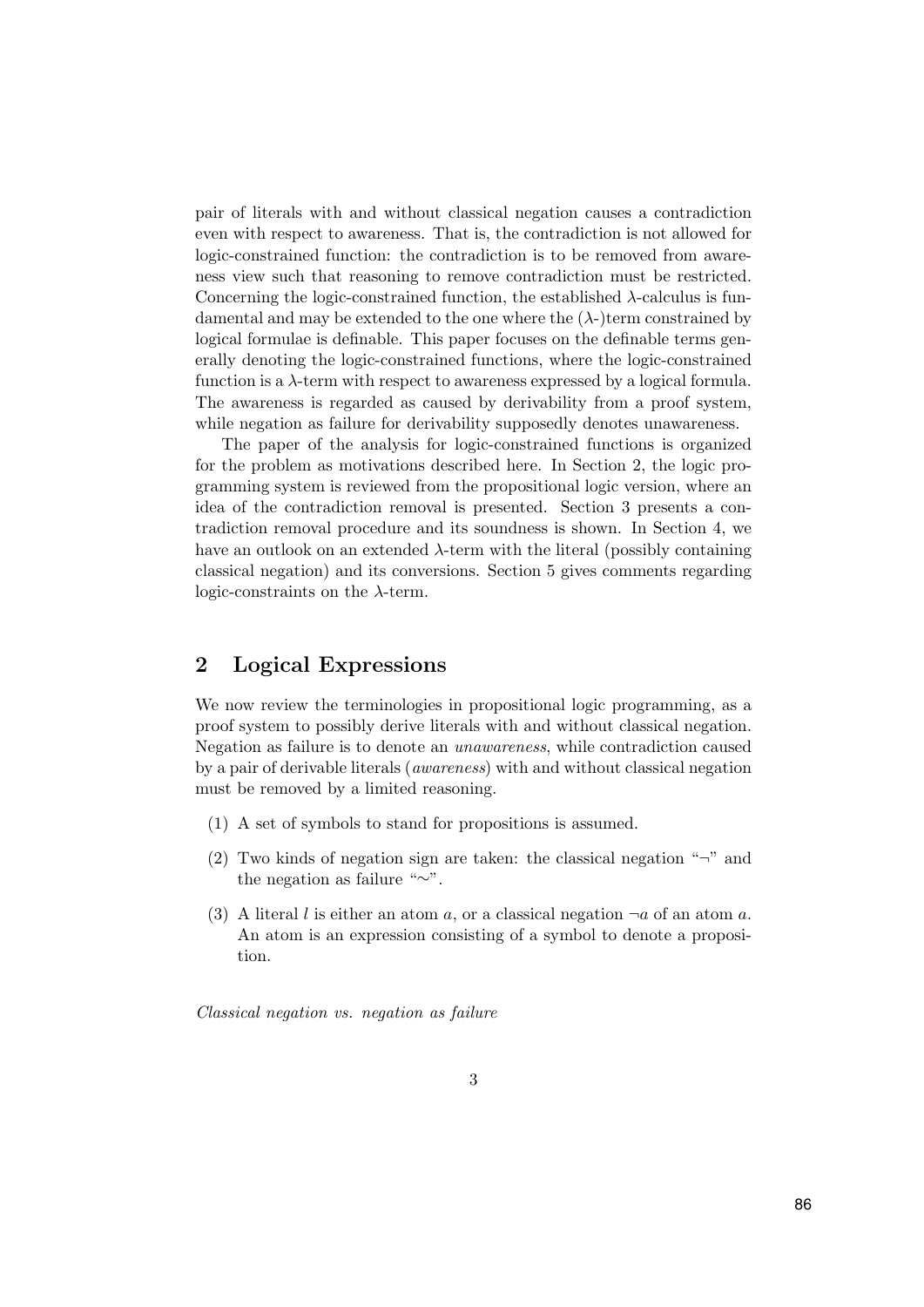pair of literals with and without classical negation causes a contradiction even with respect to awareness. That is, the contradiction is not allowed for logic-constrained function: the contradiction is to be removed from awareness view such that reasoning to remove contradiction must be restricted. Concerning the logic-constrained function, the established $\lambda$-calculus is fundamental and may be extended to the one where the ($\lambda$-)term constrained by logical formulae is definable. This paper focuses on the definable terms generally denoting the logic-constrained functions, where the logic-constrained function is a $\lambda$-term with respect to awareness expressed by a logical formula. The awareness is regarded as caused by derivability from a proof system, while negation as failure for derivability supposedly denotes unawareness.

The paper of the analysis for logic-constrained functions is organized for the problem as motivations described here. In Section 2, the logic programming system is reviewed from the propositional logic version, where an idea of the contradiction removal is presented. Section 3 presents a contradiction removal procedure and its soundness is shown. In Section 4, we have an outlook on an extended $\lambda$-term with the literal (possibly containing classical negation) and its conversions. Section 5 gives comments regarding logic-constraints on the $\lambda$-term.

## 2 Logical Expressions

We now review the terminologies in propositional logic programming, as a proof system to possibly derive literals with and without classical negation. Negation as failure is to denote an *unawareness*, while contradiction caused by a pair of derivable literals (*awareness*) with and without classical negation must be removed by a limited reasoning.

(1) A set of symbols to stand for propositions is assumed.

(2) Two kinds of negation sign are taken: the classical negation "$\neg$" and the negation as failure "$\sim$".

(3) A literal $l$ is either an atom $a$, or a classical negation $\neg a$ of an atom $a$. An atom is an expression consisting of a symbol to denote a proposition.

*Classical negation vs. negation as failure*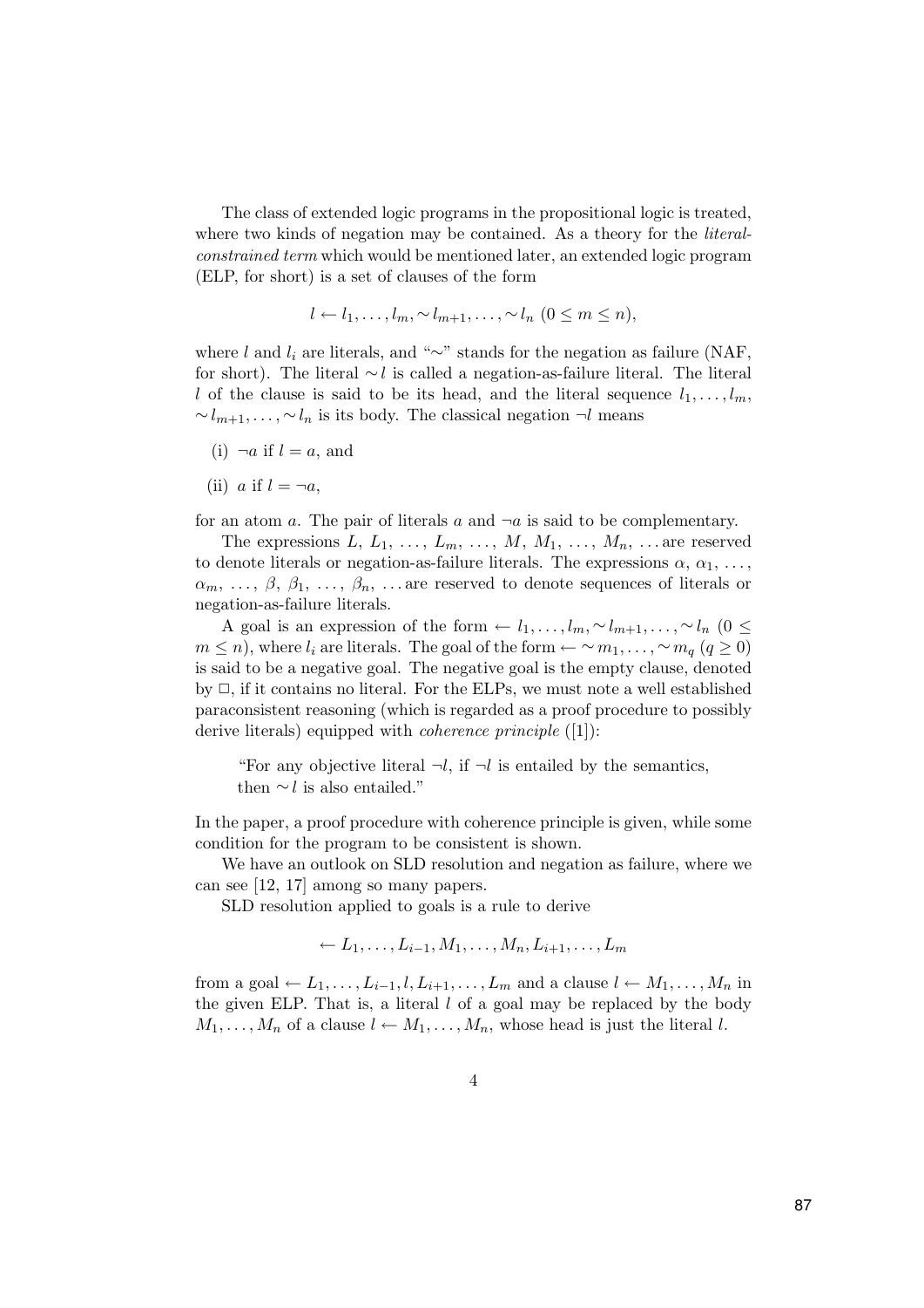The class of extended logic programs in the propositional logic is treated, where two kinds of negation may be contained. As a theory for the *literal-constrained term* which would be mentioned later, an extended logic program (ELP, for short) is a set of clauses of the form

$$l \leftarrow l_1, \ldots, l_m, \sim l_{m+1}, \ldots, \sim l_n \ (0 \leq m \leq n),$$

where $l$ and $l_i$ are literals, and "$\sim$" stands for the negation as failure (NAF, for short). The literal $\sim l$ is called a negation-as-failure literal. The literal $l$ of the clause is said to be its head, and the literal sequence $l_1, \ldots, l_m, \sim l_{m+1}, \ldots, \sim l_n$ is its body. The classical negation $\neg l$ means

(i) $\neg a$ if $l = a$, and

(ii) $a$ if $l = \neg a$,

for an atom $a$. The pair of literals $a$ and $\neg a$ is said to be complementary.

The expressions $L$, $L_1$, $\ldots$, $L_m$, $\ldots$, $M$, $M_1$, $\ldots$, $M_n$, $\ldots$ are reserved to denote literals or negation-as-failure literals. The expressions $\alpha$, $\alpha_1$, $\ldots$, $\alpha_m$, $\ldots$, $\beta$, $\beta_1$, $\ldots$, $\beta_n$, $\ldots$ are reserved to denote sequences of literals or negation-as-failure literals.

A goal is an expression of the form $\leftarrow l_1, \ldots, l_m, \sim l_{m+1}, \ldots, \sim l_n$ $(0 \leq m \leq n)$, where $l_i$ are literals. The goal of the form $\leftarrow \sim m_1, \ldots, \sim m_q$ $(q \geq 0)$ is said to be a negative goal. The negative goal is the empty clause, denoted by $\Box$, if it contains no literal. For the ELPs, we must note a well established paraconsistent reasoning (which is regarded as a proof procedure to possibly derive literals) equipped with *coherence principle* ([1]):

> "For any objective literal $\neg l$, if $\neg l$ is entailed by the semantics, then $\sim l$ is also entailed."

In the paper, a proof procedure with coherence principle is given, while some condition for the program to be consistent is shown.

We have an outlook on SLD resolution and negation as failure, where we can see [12, 17] among so many papers.

SLD resolution applied to goals is a rule to derive

$$\leftarrow L_1, \ldots, L_{i-1}, M_1, \ldots, M_n, L_{i+1}, \ldots, L_m$$

from a goal $\leftarrow L_1, \ldots, L_{i-1}, l, L_{i+1}, \ldots, L_m$ and a clause $l \leftarrow M_1, \ldots, M_n$ in the given ELP. That is, a literal $l$ of a goal may be replaced by the body $M_1, \ldots, M_n$ of a clause $l \leftarrow M_1, \ldots, M_n$, whose head is just the literal $l$.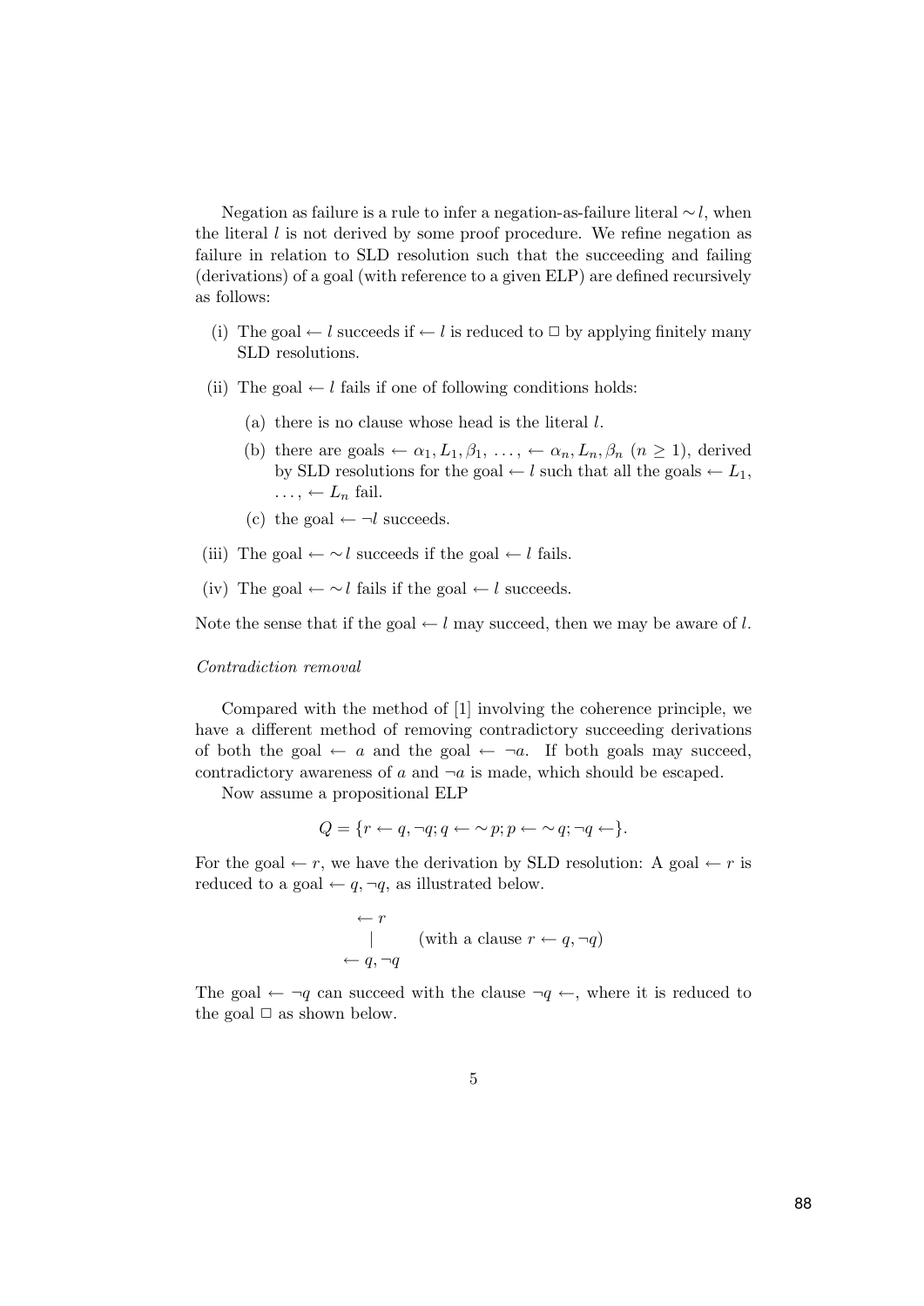Negation as failure is a rule to infer a negation-as-failure literal $\sim l$, when the literal $l$ is not derived by some proof procedure. We refine negation as failure in relation to SLD resolution such that the succeeding and failing (derivations) of a goal (with reference to a given ELP) are defined recursively as follows:

(i) The goal $\leftarrow l$ succeeds if $\leftarrow l$ is reduced to $\Box$ by applying finitely many SLD resolutions.

(ii) The goal $\leftarrow l$ fails if one of following conditions holds:

   (a) there is no clause whose head is the literal $l$.

   (b) there are goals $\leftarrow \alpha_1, L_1, \beta_1, \ldots, \leftarrow \alpha_n, L_n, \beta_n$ ($n \geq 1$), derived by SLD resolutions for the goal $\leftarrow l$ such that all the goals $\leftarrow L_1, \ldots, \leftarrow L_n$ fail.

   (c) the goal $\leftarrow \neg l$ succeeds.

(iii) The goal $\leftarrow \sim l$ succeeds if the goal $\leftarrow l$ fails.

(iv) The goal $\leftarrow \sim l$ fails if the goal $\leftarrow l$ succeeds.

Note the sense that if the goal $\leftarrow l$ may succeed, then we may be aware of $l$.

*Contradiction removal*

Compared with the method of [1] involving the coherence principle, we have a different method of removing contradictory succeeding derivations of both the goal $\leftarrow a$ and the goal $\leftarrow \neg a$. If both goals may succeed, contradictory awareness of $a$ and $\neg a$ is made, which should be escaped.

Now assume a propositional ELP

$$Q = \{r \leftarrow q, \neg q; q \leftarrow \sim p; p \leftarrow \sim q; \neg q \leftarrow\}.$$

For the goal $\leftarrow r$, we have the derivation by SLD resolution: A goal $\leftarrow r$ is reduced to a goal $\leftarrow q, \neg q$, as illustrated below.

$$\begin{array}{c} \leftarrow r \\ | \\ \leftarrow q, \neg q \end{array} \quad \text{(with a clause } r \leftarrow q, \neg q\text{)}$$

The goal $\leftarrow \neg q$ can succeed with the clause $\neg q \leftarrow$, where it is reduced to the goal $\Box$ as shown below.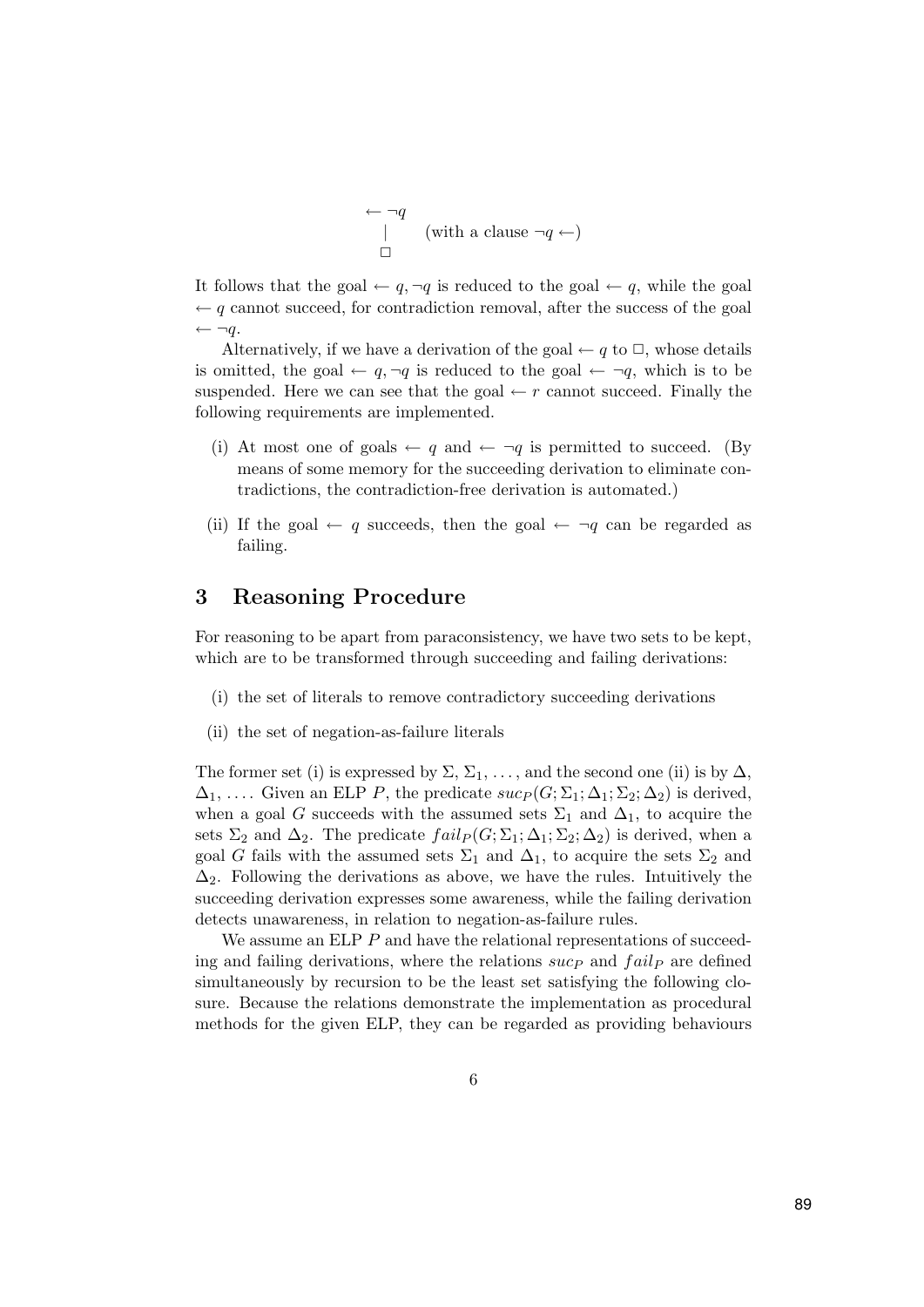$$
\begin{array}{l}
\leftarrow \neg q \\
\quad | \qquad \text{(with a clause } \neg q \leftarrow\text{)} \\
\quad \Box
\end{array}
$$

It follows that the goal $\leftarrow q, \neg q$ is reduced to the goal $\leftarrow q$, while the goal $\leftarrow q$ cannot succeed, for contradiction removal, after the success of the goal $\leftarrow \neg q$.

Alternatively, if we have a derivation of the goal $\leftarrow q$ to $\Box$, whose details is omitted, the goal $\leftarrow q, \neg q$ is reduced to the goal $\leftarrow \neg q$, which is to be suspended. Here we can see that the goal $\leftarrow r$ cannot succeed. Finally the following requirements are implemented.

(i) At most one of goals $\leftarrow q$ and $\leftarrow \neg q$ is permitted to succeed. (By means of some memory for the succeeding derivation to eliminate contradictions, the contradiction-free derivation is automated.)

(ii) If the goal $\leftarrow q$ succeeds, then the goal $\leftarrow \neg q$ can be regarded as failing.

## 3 Reasoning Procedure

For reasoning to be apart from paraconsistency, we have two sets to be kept, which are to be transformed through succeeding and failing derivations:

(i) the set of literals to remove contradictory succeeding derivations

(ii) the set of negation-as-failure literals

The former set (i) is expressed by $\Sigma$, $\Sigma_1$, ..., and the second one (ii) is by $\Delta$, $\Delta_1$, .... Given an ELP $P$, the predicate $suc_P(G; \Sigma_1; \Delta_1; \Sigma_2; \Delta_2)$ is derived, when a goal $G$ succeeds with the assumed sets $\Sigma_1$ and $\Delta_1$, to acquire the sets $\Sigma_2$ and $\Delta_2$. The predicate $fail_P(G; \Sigma_1; \Delta_1; \Sigma_2; \Delta_2)$ is derived, when a goal $G$ fails with the assumed sets $\Sigma_1$ and $\Delta_1$, to acquire the sets $\Sigma_2$ and $\Delta_2$. Following the derivations as above, we have the rules. Intuitively the succeeding derivation expresses some awareness, while the failing derivation detects unawareness, in relation to negation-as-failure rules.

We assume an ELP $P$ and have the relational representations of succeeding and failing derivations, where the relations $suc_P$ and $fail_P$ are defined simultaneously by recursion to be the least set satisfying the following closure. Because the relations demonstrate the implementation as procedural methods for the given ELP, they can be regarded as providing behaviours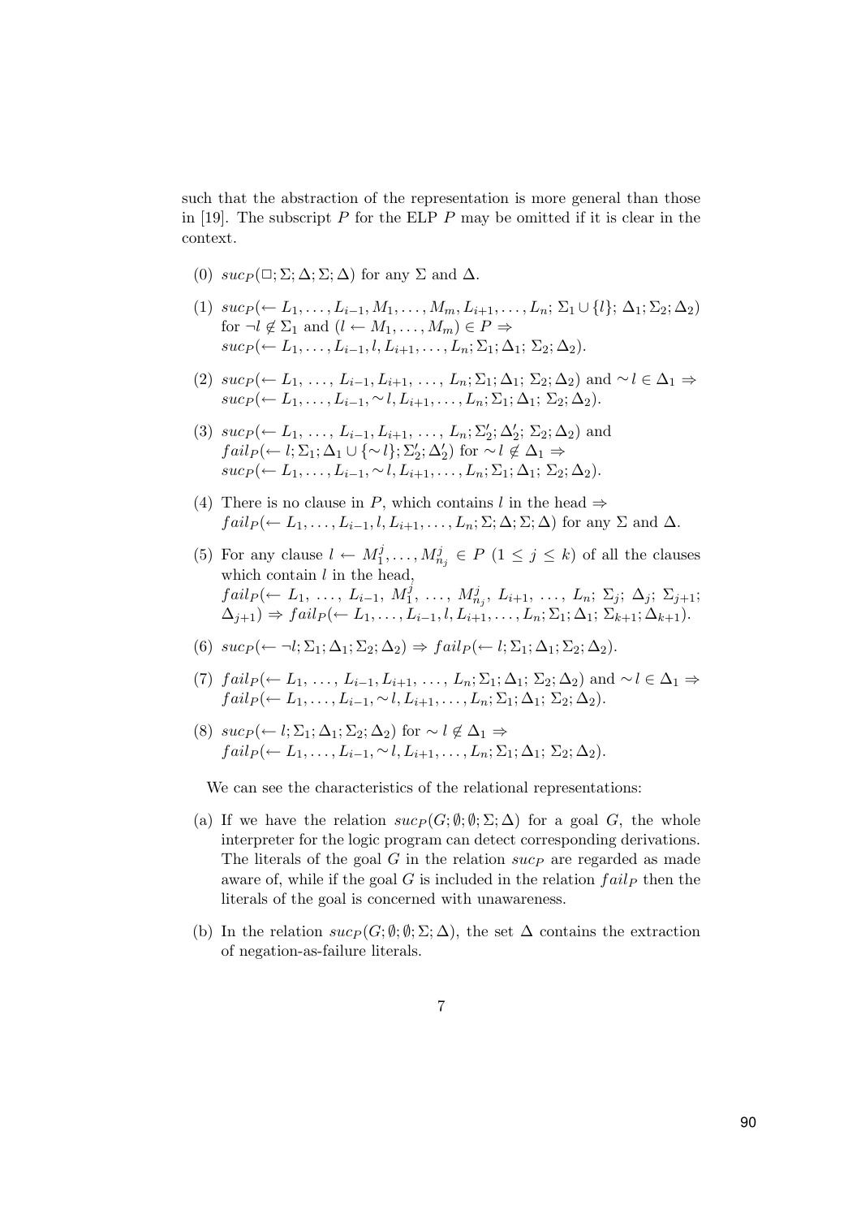such that the abstraction of the representation is more general than those in [19]. The subscript $P$ for the ELP $P$ may be omitted if it is clear in the context.

(0) $suc_P(\Box; \Sigma; \Delta; \Sigma; \Delta)$ for any $\Sigma$ and $\Delta$.

(1) $suc_P(\leftarrow L_1, \ldots, L_{i-1}, M_1, \ldots, M_m, L_{i+1}, \ldots, L_n;\ \Sigma_1 \cup \{l\};\ \Delta_1; \Sigma_2; \Delta_2)$ for $\neg l \notin \Sigma_1$ and $(l \leftarrow M_1, \ldots, M_m) \in P \Rightarrow$
$suc_P(\leftarrow L_1, \ldots, L_{i-1}, l, L_{i+1}, \ldots, L_n; \Sigma_1; \Delta_1;\ \Sigma_2; \Delta_2)$.

(2) $suc_P(\leftarrow L_1,\ \ldots,\ L_{i-1}, L_{i+1},\ \ldots,\ L_n; \Sigma_1; \Delta_1;\ \Sigma_2; \Delta_2)$ and $\sim l \in \Delta_1 \Rightarrow$
$suc_P(\leftarrow L_1, \ldots, L_{i-1}, \sim l, L_{i+1}, \ldots, L_n; \Sigma_1; \Delta_1;\ \Sigma_2; \Delta_2)$.

(3) $suc_P(\leftarrow L_1,\ \ldots,\ L_{i-1}, L_{i+1},\ \ldots,\ L_n; \Sigma_2'; \Delta_2';\ \Sigma_2; \Delta_2)$ and
$fail_P(\leftarrow l; \Sigma_1; \Delta_1 \cup \{\sim l\}; \Sigma_2'; \Delta_2')$ for $\sim l \notin \Delta_1 \Rightarrow$
$suc_P(\leftarrow L_1, \ldots, L_{i-1}, \sim l, L_{i+1}, \ldots, L_n; \Sigma_1; \Delta_1;\ \Sigma_2; \Delta_2)$.

(4) There is no clause in $P$, which contains $l$ in the head $\Rightarrow$
$fail_P(\leftarrow L_1, \ldots, L_{i-1}, l, L_{i+1}, \ldots, L_n; \Sigma; \Delta; \Sigma; \Delta)$ for any $\Sigma$ and $\Delta$.

(5) For any clause $l \leftarrow M_1^j, \ldots, M_{n_j}^j \in P$ $(1 \leq j \leq k)$ of all the clauses which contain $l$ in the head,
$fail_P(\leftarrow L_1,\ \ldots,\ L_{i-1},\ M_1^j,\ \ldots,\ M_{n_j}^j,\ L_{i+1},\ \ldots,\ L_n;\ \Sigma_j;\ \Delta_j;\ \Sigma_{j+1};\ \Delta_{j+1}) \Rightarrow fail_P(\leftarrow L_1, \ldots, L_{i-1}, l, L_{i+1}, \ldots, L_n; \Sigma_1; \Delta_1;\ \Sigma_{k+1}; \Delta_{k+1})$.

(6) $suc_P(\leftarrow \neg l; \Sigma_1; \Delta_1; \Sigma_2; \Delta_2) \Rightarrow fail_P(\leftarrow l; \Sigma_1; \Delta_1; \Sigma_2; \Delta_2)$.

(7) $fail_P(\leftarrow L_1,\ \ldots,\ L_{i-1}, L_{i+1},\ \ldots,\ L_n; \Sigma_1; \Delta_1;\ \Sigma_2; \Delta_2)$ and $\sim l \in \Delta_1 \Rightarrow$
$fail_P(\leftarrow L_1, \ldots, L_{i-1}, \sim l, L_{i+1}, \ldots, L_n; \Sigma_1; \Delta_1;\ \Sigma_2; \Delta_2)$.

(8) $suc_P(\leftarrow l; \Sigma_1; \Delta_1; \Sigma_2; \Delta_2)$ for $\sim l \notin \Delta_1 \Rightarrow$
$fail_P(\leftarrow L_1, \ldots, L_{i-1}, \sim l, L_{i+1}, \ldots, L_n; \Sigma_1; \Delta_1;\ \Sigma_2; \Delta_2)$.

We can see the characteristics of the relational representations:

(a) If we have the relation $suc_P(G; \emptyset; \emptyset; \Sigma; \Delta)$ for a goal $G$, the whole interpreter for the logic program can detect corresponding derivations. The literals of the goal $G$ in the relation $suc_P$ are regarded as made aware of, while if the goal $G$ is included in the relation $fail_P$ then the literals of the goal is concerned with unawareness.

(b) In the relation $suc_P(G; \emptyset; \emptyset; \Sigma; \Delta)$, the set $\Delta$ contains the extraction of negation-as-failure literals.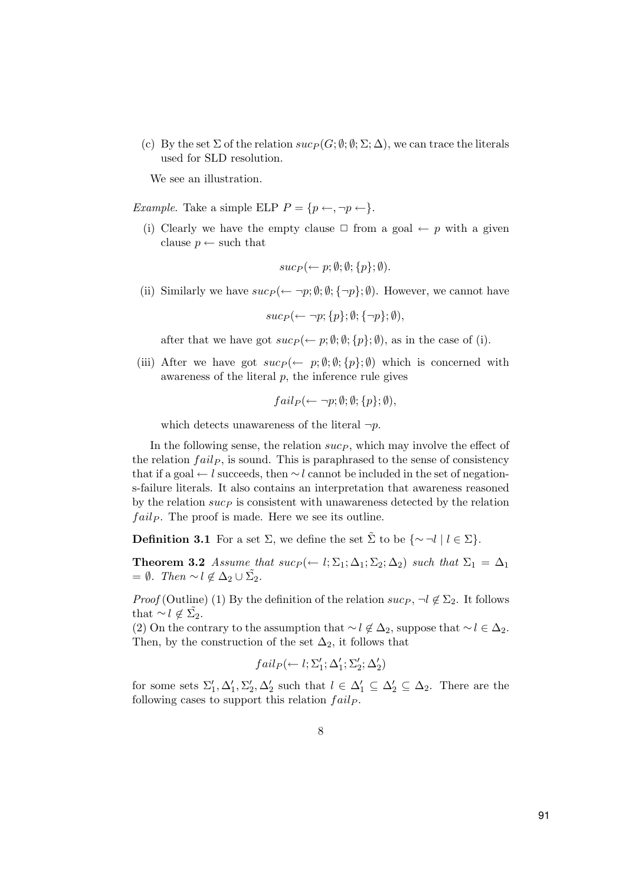(c) By the set $\Sigma$ of the relation $suc_P(G; \emptyset; \emptyset; \Sigma; \Delta)$, we can trace the literals used for SLD resolution.

We see an illustration.

*Example*. Take a simple ELP $P = \{p \leftarrow, \neg p \leftarrow\}$.

(i) Clearly we have the empty clause $\Box$ from a goal $\leftarrow p$ with a given clause $p \leftarrow$ such that

$$suc_P(\leftarrow p; \emptyset; \emptyset; \{p\}; \emptyset).$$

(ii) Similarly we have $suc_P(\leftarrow \neg p; \emptyset; \emptyset; \{\neg p\}; \emptyset)$. However, we cannot have

$$suc_P(\leftarrow \neg p; \{p\}; \emptyset; \{\neg p\}; \emptyset),$$

after that we have got $suc_P(\leftarrow p; \emptyset; \emptyset; \{p\}; \emptyset)$, as in the case of (i).

(iii) After we have got $suc_P(\leftarrow p; \emptyset; \emptyset; \{p\}; \emptyset)$ which is concerned with awareness of the literal $p$, the inference rule gives

$$fail_P(\leftarrow \neg p; \emptyset; \emptyset; \{p\}; \emptyset),$$

which detects unawareness of the literal $\neg p$.

In the following sense, the relation $suc_P$, which may involve the effect of the relation $fail_P$, is sound. This is paraphrased to the sense of consistency that if a goal $\leftarrow l$ succeeds, then $\sim l$ cannot be included in the set of negation-s-failure literals. It also contains an interpretation that awareness reasoned by the relation $suc_P$ is consistent with unawareness detected by the relation $fail_P$. The proof is made. Here we see its outline.

**Definition 3.1** For a set $\Sigma$, we define the set $\tilde{\Sigma}$ to be $\{\sim \neg l \mid l \in \Sigma\}$.

**Theorem 3.2** *Assume that* $suc_P(\leftarrow l; \Sigma_1; \Delta_1; \Sigma_2; \Delta_2)$ *such that* $\Sigma_1 = \Delta_1 = \emptyset$. *Then* $\sim l \notin \Delta_2 \cup \tilde{\Sigma_2}$.

*Proof* (Outline) (1) By the definition of the relation $suc_P$, $\neg l \notin \Sigma_2$. It follows that $\sim l \notin \tilde{\Sigma_2}$.
(2) On the contrary to the assumption that $\sim l \notin \Delta_2$, suppose that $\sim l \in \Delta_2$. Then, by the construction of the set $\Delta_2$, it follows that

$$fail_P(\leftarrow l; \Sigma'_1; \Delta'_1; \Sigma'_2; \Delta'_2)$$

for some sets $\Sigma'_1, \Delta'_1, \Sigma'_2, \Delta'_2$ such that $l \in \Delta'_1 \subseteq \Delta'_2 \subseteq \Delta_2$. There are the following cases to support this relation $fail_P$.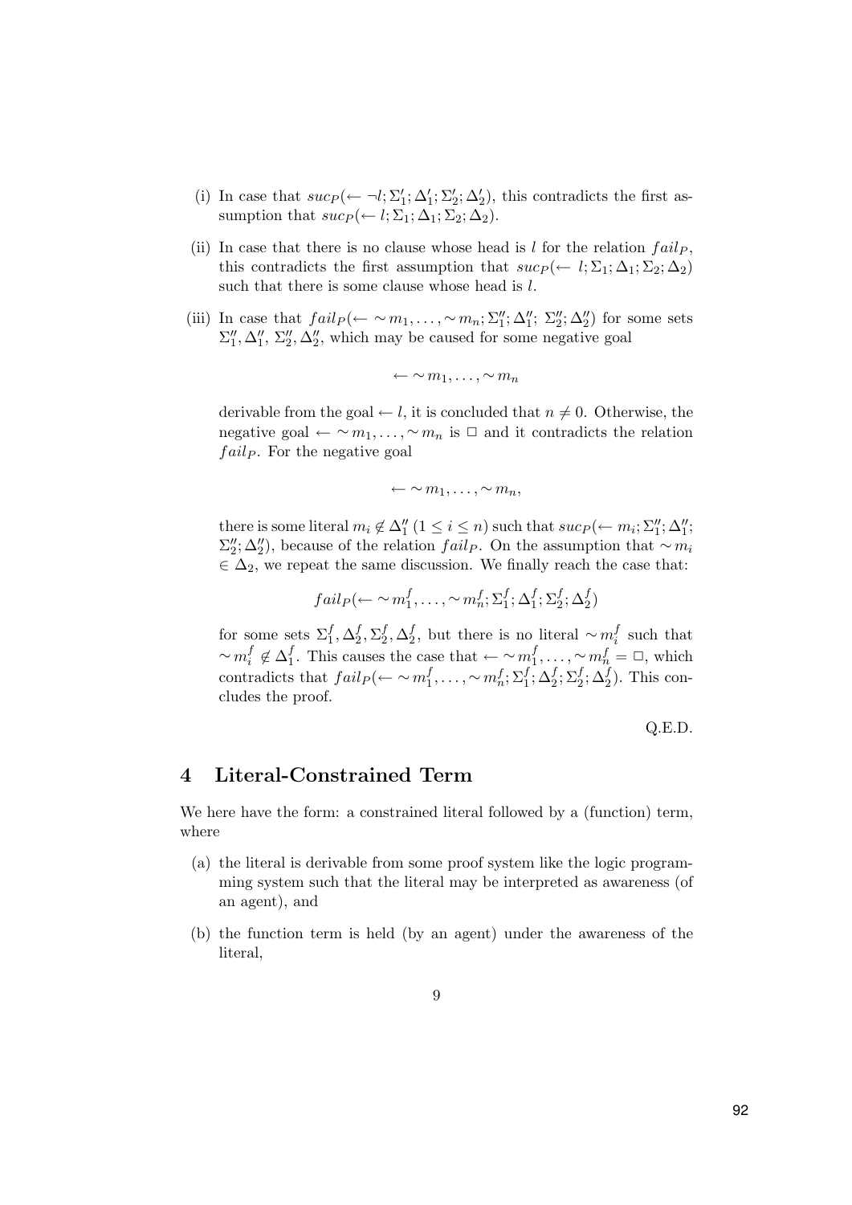(i) In case that $suc_P(\leftarrow \neg l; \Sigma'_1; \Delta'_1; \Sigma'_2; \Delta'_2)$, this contradicts the first assumption that $suc_P(\leftarrow l; \Sigma_1; \Delta_1; \Sigma_2; \Delta_2)$.

(ii) In case that there is no clause whose head is $l$ for the relation $fail_P$, this contradicts the first assumption that $suc_P(\leftarrow l; \Sigma_1; \Delta_1; \Sigma_2; \Delta_2)$ such that there is some clause whose head is $l$.

(iii) In case that $fail_P(\leftarrow \sim m_1, \ldots, \sim m_n; \Sigma''_1; \Delta''_1; \Sigma''_2; \Delta''_2)$ for some sets $\Sigma''_1, \Delta''_1, \Sigma''_2, \Delta''_2$, which may be caused for some negative goal

$$\leftarrow \sim m_1, \ldots, \sim m_n$$

derivable from the goal $\leftarrow l$, it is concluded that $n \neq 0$. Otherwise, the negative goal $\leftarrow \sim m_1, \ldots, \sim m_n$ is $\Box$ and it contradicts the relation $fail_P$. For the negative goal

$$\leftarrow \sim m_1, \ldots, \sim m_n,$$

there is some literal $m_i \notin \Delta''_1$ $(1 \leq i \leq n)$ such that $suc_P(\leftarrow m_i; \Sigma''_1; \Delta''_1; \Sigma''_2; \Delta''_2)$, because of the relation $fail_P$. On the assumption that $\sim m_i \in \Delta_2$, we repeat the same discussion. We finally reach the case that:

$$fail_P(\leftarrow \sim m^f_1, \ldots, \sim m^f_n; \Sigma^f_1; \Delta^f_1; \Sigma^f_2; \Delta^f_2)$$

for some sets $\Sigma^f_1, \Delta^f_2, \Sigma^f_2, \Delta^f_2$, but there is no literal $\sim m^f_i$ such that $\sim m^f_i \notin \Delta^f_1$. This causes the case that $\leftarrow \sim m^f_1, \ldots, \sim m^f_n = \Box$, which contradicts that $fail_P(\leftarrow \sim m^f_1, \ldots, \sim m^f_n; \Sigma^f_1; \Delta^f_2; \Sigma^f_2; \Delta^f_2)$. This concludes the proof.

Q.E.D.

## 4 Literal-Constrained Term

We here have the form: a constrained literal followed by a (function) term, where

(a) the literal is derivable from some proof system like the logic programming system such that the literal may be interpreted as awareness (of an agent), and

(b) the function term is held (by an agent) under the awareness of the literal,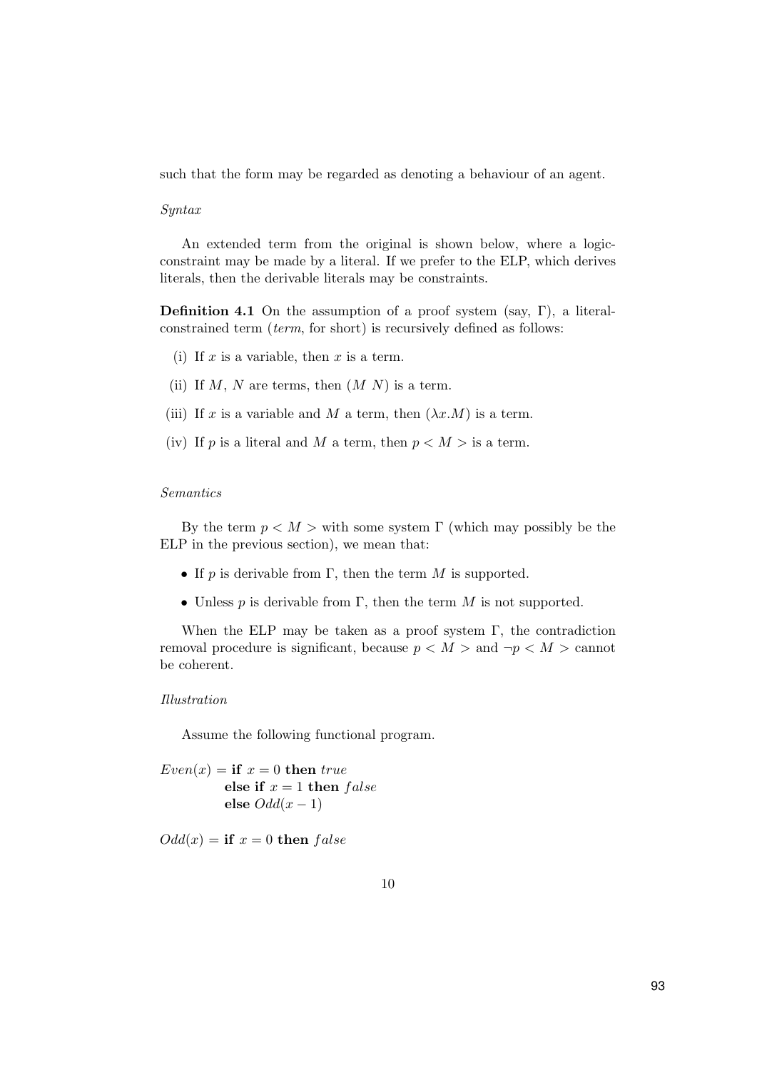such that the form may be regarded as denoting a behaviour of an agent.

*Syntax*

An extended term from the original is shown below, where a logic-constraint may be made by a literal. If we prefer to the ELP, which derives literals, then the derivable literals may be constraints.

**Definition 4.1** On the assumption of a proof system (say, $\Gamma$), a literal-constrained term (*term*, for short) is recursively defined as follows:

(i) If $x$ is a variable, then $x$ is a term.

(ii) If $M$, $N$ are terms, then $(M\ N)$ is a term.

(iii) If $x$ is a variable and $M$ a term, then $(\lambda x.M)$ is a term.

(iv) If $p$ is a literal and $M$ a term, then $p < M >$ is a term.

*Semantics*

By the term $p < M >$ with some system $\Gamma$ (which may possibly be the ELP in the previous section), we mean that:

- If $p$ is derivable from $\Gamma$, then the term $M$ is supported.
- Unless $p$ is derivable from $\Gamma$, then the term $M$ is not supported.

When the ELP may be taken as a proof system $\Gamma$, the contradiction removal procedure is significant, because $p < M >$ and $\neg p < M >$ cannot be coherent.

*Illustration*

Assume the following functional program.

$Even(x) =$ **if** $x = 0$ **then** $true$
**else if** $x = 1$ **then** $false$
**else** $Odd(x - 1)$

$Odd(x) =$ **if** $x = 0$ **then** $false$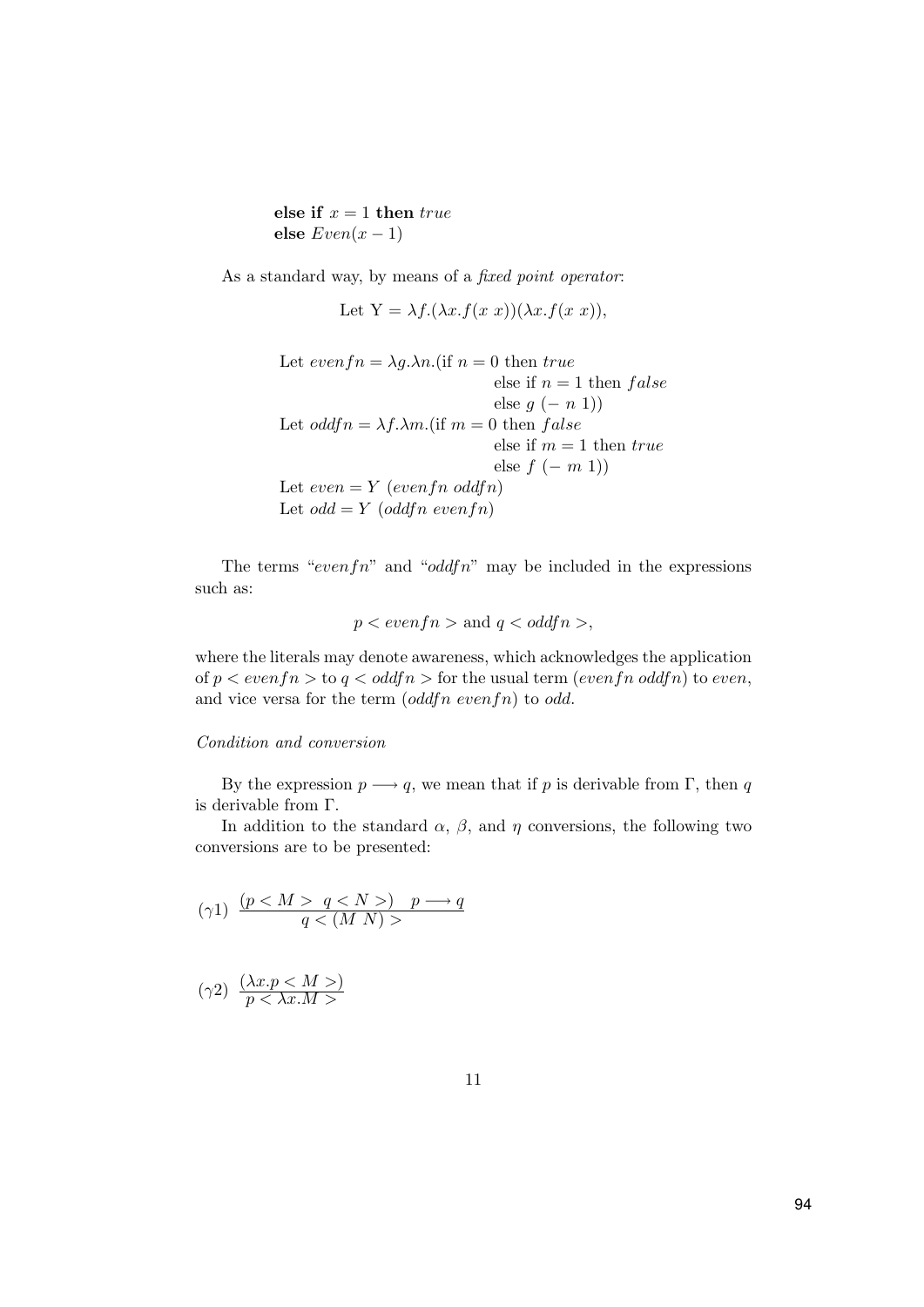**else if** $x = 1$ **then** $true$
**else** $Even(x - 1)$

As a standard way, by means of a *fixed point operator*:

$$\text{Let } \mathrm{Y} = \lambda f.(\lambda x.f(x\ x))(\lambda x.f(x\ x)),$$

$$
\begin{aligned}
&\text{Let } evenfn = \lambda g.\lambda n.(\text{if } n = 0 \text{ then } true \\
&\qquad\qquad\qquad\qquad\quad \text{else if } n = 1 \text{ then } false \\
&\qquad\qquad\qquad\qquad\quad \text{else } g\ (-\ n\ 1)) \\
&\text{Let } oddfn = \lambda f.\lambda m.(\text{if } m = 0 \text{ then } false \\
&\qquad\qquad\qquad\qquad\quad \text{else if } m = 1 \text{ then } true \\
&\qquad\qquad\qquad\qquad\quad \text{else } f\ (-\ m\ 1)) \\
&\text{Let } even = Y\ (evenfn\ oddfn) \\
&\text{Let } odd = Y\ (oddfn\ evenfn)
\end{aligned}
$$

The terms "$evenfn$" and "$oddfn$" may be included in the expressions such as:

$$p < evenfn > \text{ and } q < oddfn >,$$

where the literals may denote awareness, which acknowledges the application of $p < evenfn >$ to $q < oddfn >$ for the usual term $(evenfn\ oddfn)$ to $even$, and vice versa for the term $(oddfn\ evenfn)$ to $odd$.

*Condition and conversion*

By the expression $p \longrightarrow q$, we mean that if $p$ is derivable from $\Gamma$, then $q$ is derivable from $\Gamma$.

In addition to the standard $\alpha$, $\beta$, and $\eta$ conversions, the following two conversions are to be presented:

$$(\gamma 1)\ \ \frac{(p < M >\ \ q < N >)\quad p \longrightarrow q}{q < (M\ N) >}$$

$$(\gamma 2)\ \ \frac{(\lambda x.p < M >)}{p < \lambda x.M >}$$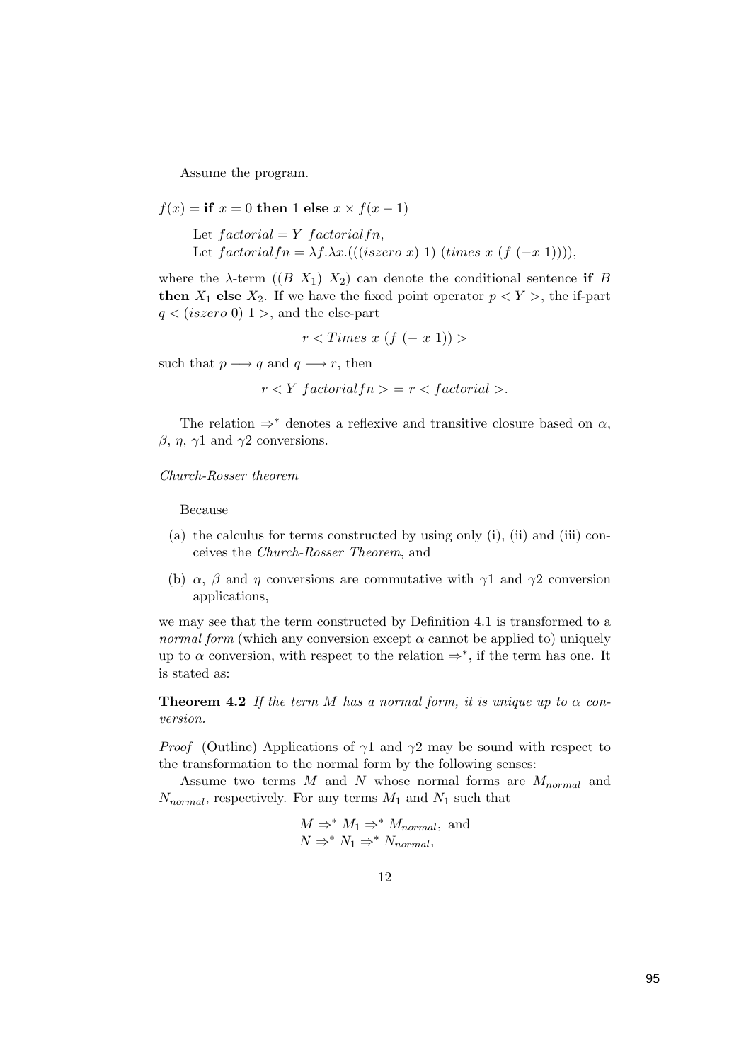Assume the program.

$f(x) = \textbf{if } x = 0 \textbf{ then } 1 \textbf{ else } x \times f(x-1)$

Let $factorial = Y\ factorialfn$,
Let $factorialfn = \lambda f.\lambda x.(((iszero\ x)\ 1)\ (times\ x\ (f\ (-x\ 1))))$,

where the $\lambda$-term $((B\ X_1)\ X_2)$ can denote the conditional sentence **if** $B$ **then** $X_1$ **else** $X_2$. If we have the fixed point operator $p < Y >$, the if-part $q < (iszero\ 0)\ 1 >$, and the else-part

$$r < Times\ x\ (f\ (-\ x\ 1)) >$$

such that $p \longrightarrow q$ and $q \longrightarrow r$, then

$$r < Y\ factorialfn > = r < factorial >.$$

The relation $\Rightarrow^*$ denotes a reflexive and transitive closure based on $\alpha$, $\beta$, $\eta$, $\gamma 1$ and $\gamma 2$ conversions.

*Church-Rosser theorem*

Because

- (a) the calculus for terms constructed by using only (i), (ii) and (iii) conceives the *Church-Rosser Theorem*, and
- (b) $\alpha$, $\beta$ and $\eta$ conversions are commutative with $\gamma 1$ and $\gamma 2$ conversion applications,

we may see that the term constructed by Definition 4.1 is transformed to a *normal form* (which any conversion except $\alpha$ cannot be applied to) uniquely up to $\alpha$ conversion, with respect to the relation $\Rightarrow^*$, if the term has one. It is stated as:

**Theorem 4.2** *If the term $M$ has a normal form, it is unique up to $\alpha$ conversion.*

*Proof* (Outline) Applications of $\gamma 1$ and $\gamma 2$ may be sound with respect to the transformation to the normal form by the following senses:

Assume two terms $M$ and $N$ whose normal forms are $M_{normal}$ and $N_{normal}$, respectively. For any terms $M_1$ and $N_1$ such that

$$M \Rightarrow^* M_1 \Rightarrow^* M_{normal}, \text{ and}$$
$$N \Rightarrow^* N_1 \Rightarrow^* N_{normal},$$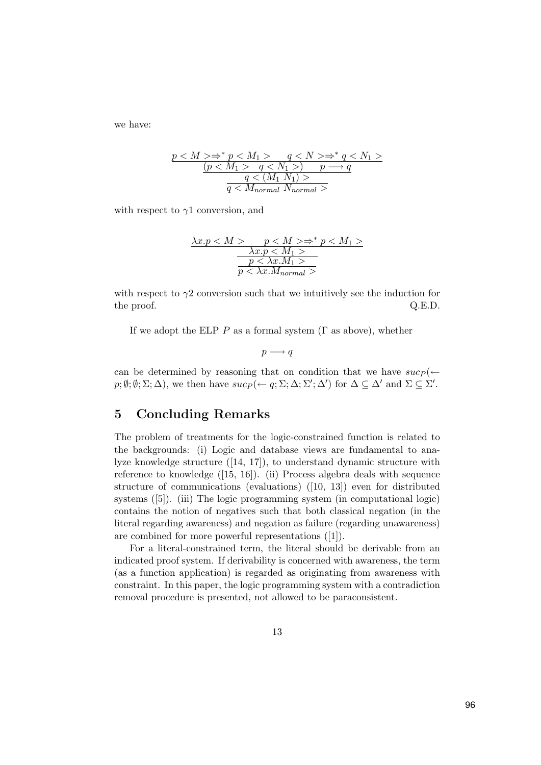we have:

$$\cfrac{\cfrac{\cfrac{p < M > \Rightarrow^* p < M_1 > \quad q < N > \Rightarrow^* q < N_1 >}{(p < M_1 > \quad q < N_1 >) \qquad p \longrightarrow q}}{q < (M_1 \; N_1) >}}{q < M_{normal} \; N_{normal} >}$$

with respect to $\gamma 1$ conversion, and

$$\cfrac{\cfrac{\cfrac{\lambda x.p < M > \qquad p < M > \Rightarrow^* p < M_1 >}{\lambda x.p < M_1 >}}{p < \lambda x.M_1 >}}{p < \lambda x.M_{normal} >}$$

with respect to $\gamma 2$ conversion such that we intuitively see the induction for the proof. Q.E.D.

If we adopt the ELP $P$ as a formal system ($\Gamma$ as above), whether

$$p \longrightarrow q$$

can be determined by reasoning that on condition that we have $suc_P(\leftarrow p; \emptyset; \emptyset; \Sigma; \Delta)$, we then have $suc_P(\leftarrow q; \Sigma; \Delta; \Sigma'; \Delta')$ for $\Delta \subseteq \Delta'$ and $\Sigma \subseteq \Sigma'$.

## 5 Concluding Remarks

The problem of treatments for the logic-constrained function is related to the backgrounds: (i) Logic and database views are fundamental to analyze knowledge structure ([14, 17]), to understand dynamic structure with reference to knowledge ([15, 16]). (ii) Process algebra deals with sequence structure of communications (evaluations) ([10, 13]) even for distributed systems ([5]). (iii) The logic programming system (in computational logic) contains the notion of negatives such that both classical negation (in the literal regarding awareness) and negation as failure (regarding unawareness) are combined for more powerful representations ([1]).

For a literal-constrained term, the literal should be derivable from an indicated proof system. If derivability is concerned with awareness, the term (as a function application) is regarded as originating from awareness with constraint. In this paper, the logic programming system with a contradiction removal procedure is presented, not allowed to be paraconsistent.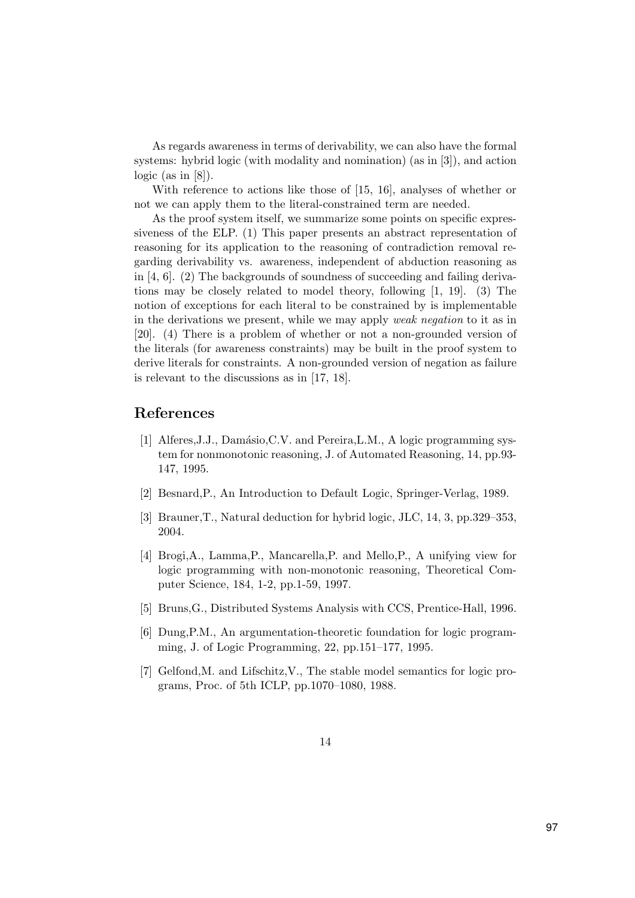As regards awareness in terms of derivability, we can also have the formal systems: hybrid logic (with modality and nomination) (as in [3]), and action logic (as in [8]).

With reference to actions like those of [15, 16], analyses of whether or not we can apply them to the literal-constrained term are needed.

As the proof system itself, we summarize some points on specific expressiveness of the ELP. (1) This paper presents an abstract representation of reasoning for its application to the reasoning of contradiction removal regarding derivability vs. awareness, independent of abduction reasoning as in [4, 6]. (2) The backgrounds of soundness of succeeding and failing derivations may be closely related to model theory, following [1, 19]. (3) The notion of exceptions for each literal to be constrained by is implementable in the derivations we present, while we may apply *weak negation* to it as in [20]. (4) There is a problem of whether or not a non-grounded version of the literals (for awareness constraints) may be built in the proof system to derive literals for constraints. A non-grounded version of negation as failure is relevant to the discussions as in [17, 18].

## References

[1] Alferes,J.J., Damásio,C.V. and Pereira,L.M., A logic programming system for nonmonotonic reasoning, J. of Automated Reasoning, 14, pp.93-147, 1995.

[2] Besnard,P., An Introduction to Default Logic, Springer-Verlag, 1989.

[3] Brauner,T., Natural deduction for hybrid logic, JLC, 14, 3, pp.329–353, 2004.

[4] Brogi,A., Lamma,P., Mancarella,P. and Mello,P., A unifying view for logic programming with non-monotonic reasoning, Theoretical Computer Science, 184, 1-2, pp.1-59, 1997.

[5] Bruns,G., Distributed Systems Analysis with CCS, Prentice-Hall, 1996.

[6] Dung,P.M., An argumentation-theoretic foundation for logic programming, J. of Logic Programming, 22, pp.151–177, 1995.

[7] Gelfond,M. and Lifschitz,V., The stable model semantics for logic programs, Proc. of 5th ICLP, pp.1070–1080, 1988.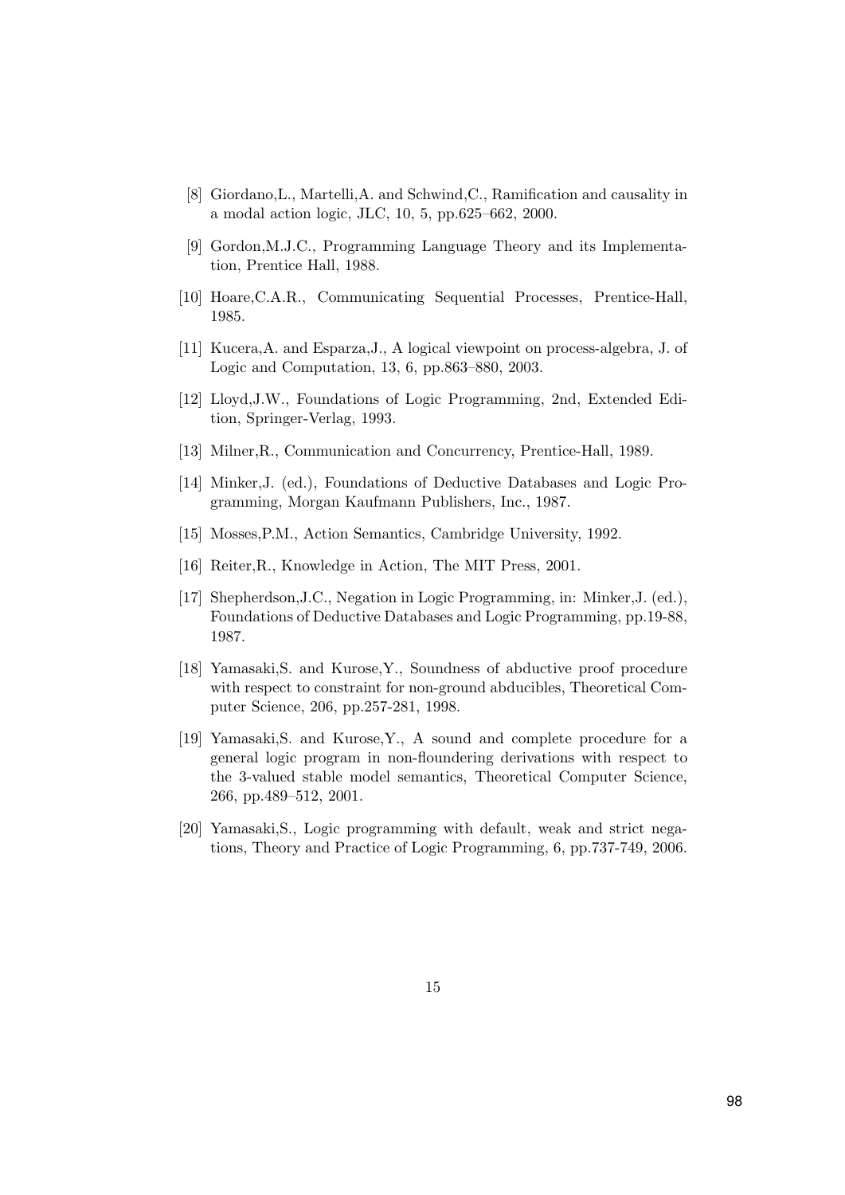[8] Giordano,L., Martelli,A. and Schwind,C., Ramification and causality in a modal action logic, JLC, 10, 5, pp.625–662, 2000.

[9] Gordon,M.J.C., Programming Language Theory and its Implementation, Prentice Hall, 1988.

[10] Hoare,C.A.R., Communicating Sequential Processes, Prentice-Hall, 1985.

[11] Kucera,A. and Esparza,J., A logical viewpoint on process-algebra, J. of Logic and Computation, 13, 6, pp.863–880, 2003.

[12] Lloyd,J.W., Foundations of Logic Programming, 2nd, Extended Edition, Springer-Verlag, 1993.

[13] Milner,R., Communication and Concurrency, Prentice-Hall, 1989.

[14] Minker,J. (ed.), Foundations of Deductive Databases and Logic Programming, Morgan Kaufmann Publishers, Inc., 1987.

[15] Mosses,P.M., Action Semantics, Cambridge University, 1992.

[16] Reiter,R., Knowledge in Action, The MIT Press, 2001.

[17] Shepherdson,J.C., Negation in Logic Programming, in: Minker,J. (ed.), Foundations of Deductive Databases and Logic Programming, pp.19-88, 1987.

[18] Yamasaki,S. and Kurose,Y., Soundness of abductive proof procedure with respect to constraint for non-ground abducibles, Theoretical Computer Science, 206, pp.257-281, 1998.

[19] Yamasaki,S. and Kurose,Y., A sound and complete procedure for a general logic program in non-floundering derivations with respect to the 3-valued stable model semantics, Theoretical Computer Science, 266, pp.489–512, 2001.

[20] Yamasaki,S., Logic programming with default, weak and strict negations, Theory and Practice of Logic Programming, 6, pp.737-749, 2006.